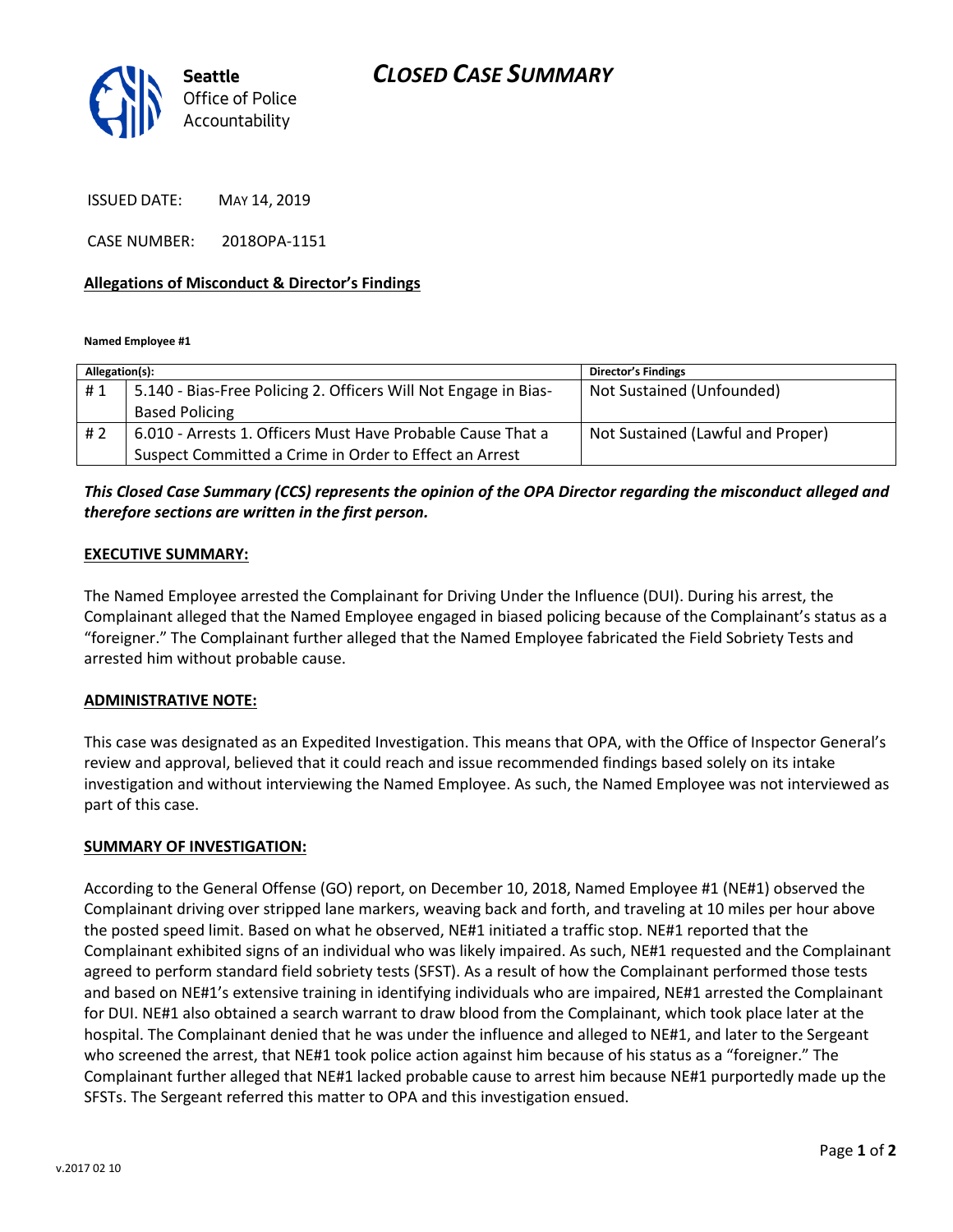Seattle Office of Police Accountability

# CLOSED CASE SUMMARY

ISSUED DATE: MAY 14, 2019

CASE NUMBER: 2018OPA-1151

**Allegations of Misconduct & Director's Findings**

**Named Employee #1**

| Allegation(s): | | Director's Findings |
|---|---|---|
| # 1 | 5.140 - Bias-Free Policing 2. Officers Will Not Engage in Bias-Based Policing | Not Sustained (Unfounded) |
| # 2 | 6.010 - Arrests 1. Officers Must Have Probable Cause That a Suspect Committed a Crime in Order to Effect an Arrest | Not Sustained (Lawful and Proper) |

***This Closed Case Summary (CCS) represents the opinion of the OPA Director regarding the misconduct alleged and therefore sections are written in the first person.***

**EXECUTIVE SUMMARY:**

The Named Employee arrested the Complainant for Driving Under the Influence (DUI). During his arrest, the Complainant alleged that the Named Employee engaged in biased policing because of the Complainant's status as a "foreigner." The Complainant further alleged that the Named Employee fabricated the Field Sobriety Tests and arrested him without probable cause.

**ADMINISTRATIVE NOTE:**

This case was designated as an Expedited Investigation. This means that OPA, with the Office of Inspector General's review and approval, believed that it could reach and issue recommended findings based solely on its intake investigation and without interviewing the Named Employee. As such, the Named Employee was not interviewed as part of this case.

**SUMMARY OF INVESTIGATION:**

According to the General Offense (GO) report, on December 10, 2018, Named Employee #1 (NE#1) observed the Complainant driving over stripped lane markers, weaving back and forth, and traveling at 10 miles per hour above the posted speed limit. Based on what he observed, NE#1 initiated a traffic stop. NE#1 reported that the Complainant exhibited signs of an individual who was likely impaired. As such, NE#1 requested and the Complainant agreed to perform standard field sobriety tests (SFST). As a result of how the Complainant performed those tests and based on NE#1's extensive training in identifying individuals who are impaired, NE#1 arrested the Complainant for DUI. NE#1 also obtained a search warrant to draw blood from the Complainant, which took place later at the hospital. The Complainant denied that he was under the influence and alleged to NE#1, and later to the Sergeant who screened the arrest, that NE#1 took police action against him because of his status as a "foreigner." The Complainant further alleged that NE#1 lacked probable cause to arrest him because NE#1 purportedly made up the SFSTs. The Sergeant referred this matter to OPA and this investigation ensued.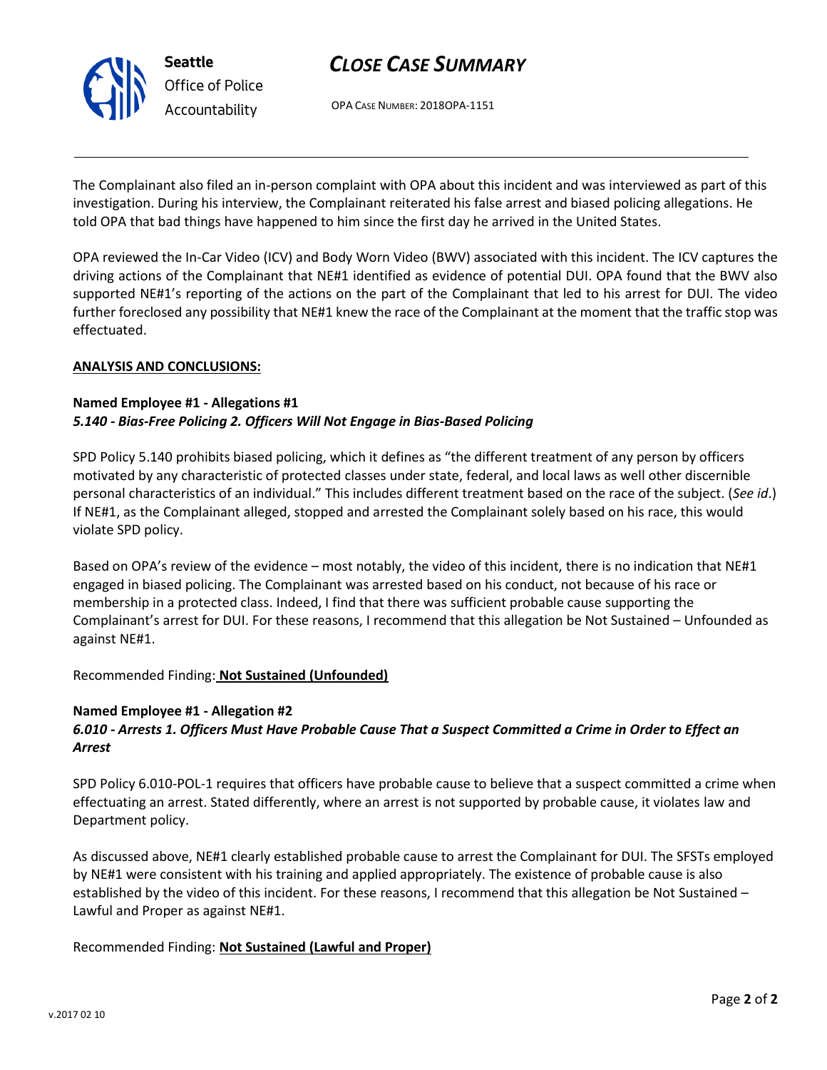The Complainant also filed an in-person complaint with OPA about this incident and was interviewed as part of this investigation. During his interview, the Complainant reiterated his false arrest and biased policing allegations. He told OPA that bad things have happened to him since the first day he arrived in the United States.

OPA reviewed the In-Car Video (ICV) and Body Worn Video (BWV) associated with this incident. The ICV captures the driving actions of the Complainant that NE#1 identified as evidence of potential DUI. OPA found that the BWV also supported NE#1's reporting of the actions on the part of the Complainant that led to his arrest for DUI. The video further foreclosed any possibility that NE#1 knew the race of the Complainant at the moment that the traffic stop was effectuated.

**ANALYSIS AND CONCLUSIONS:**

**Named Employee #1 - Allegations #1**
***5.140 - Bias-Free Policing 2. Officers Will Not Engage in Bias-Based Policing***

SPD Policy 5.140 prohibits biased policing, which it defines as "the different treatment of any person by officers motivated by any characteristic of protected classes under state, federal, and local laws as well other discernible personal characteristics of an individual." This includes different treatment based on the race of the subject. (*See id*.) If NE#1, as the Complainant alleged, stopped and arrested the Complainant solely based on his race, this would violate SPD policy.

Based on OPA's review of the evidence – most notably, the video of this incident, there is no indication that NE#1 engaged in biased policing. The Complainant was arrested based on his conduct, not because of his race or membership in a protected class. Indeed, I find that there was sufficient probable cause supporting the Complainant's arrest for DUI. For these reasons, I recommend that this allegation be Not Sustained – Unfounded as against NE#1.

Recommended Finding: **Not Sustained (Unfounded)**

**Named Employee #1 - Allegation #2**
***6.010 - Arrests 1. Officers Must Have Probable Cause That a Suspect Committed a Crime in Order to Effect an Arrest***

SPD Policy 6.010-POL-1 requires that officers have probable cause to believe that a suspect committed a crime when effectuating an arrest. Stated differently, where an arrest is not supported by probable cause, it violates law and Department policy.

As discussed above, NE#1 clearly established probable cause to arrest the Complainant for DUI. The SFSTs employed by NE#1 were consistent with his training and applied appropriately. The existence of probable cause is also established by the video of this incident. For these reasons, I recommend that this allegation be Not Sustained – Lawful and Proper as against NE#1.

Recommended Finding: **Not Sustained (Lawful and Proper)**